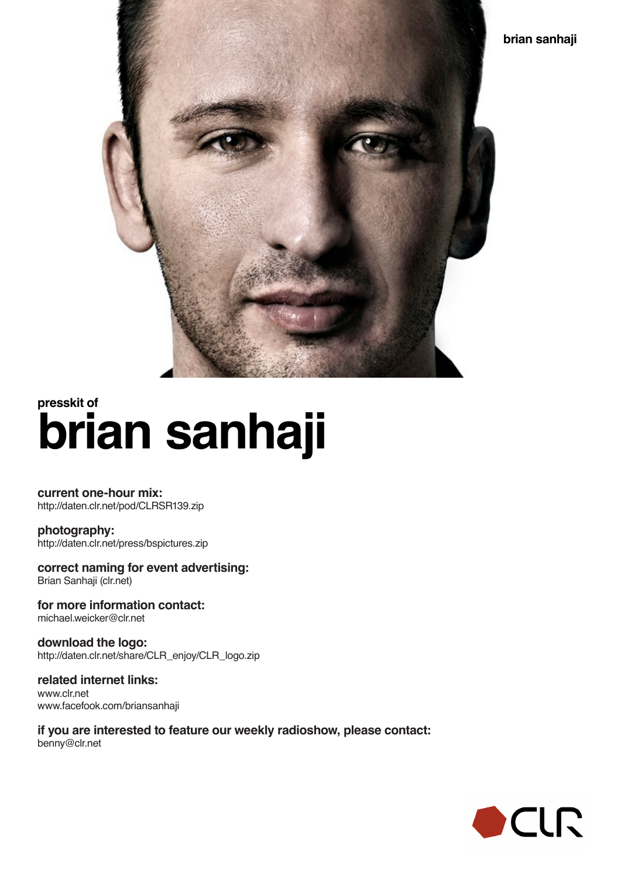brian sanhaji

presskit of

# brian sanhaji

**current one-hour mix:**
http://daten.clr.net/pod/CLRSR139.zip

**photography:**
http://daten.clr.net/press/bspictures.zip

**correct naming for event advertising:**
Brian Sanhaji (clr.net)

**for more information contact:**
michael.weicker@clr.net

**download the logo:**
http://daten.clr.net/share/CLR_enjoy/CLR_logo.zip

**related internet links:**
www.clr.net
www.facefook.com/briansanhaji

**if you are interested to feature our weekly radioshow, please contact:**
benny@clr.net

CLR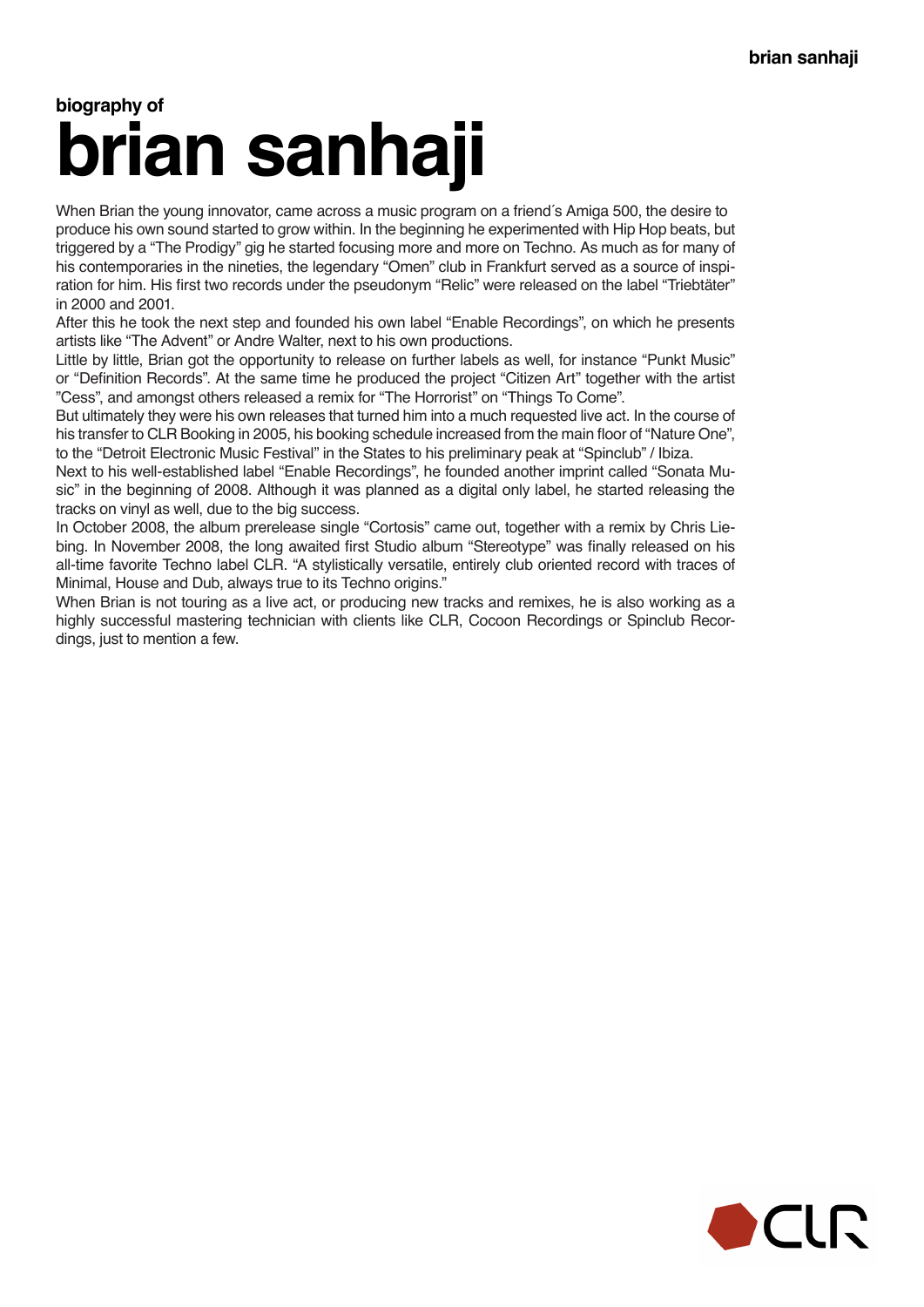**biography of**

# brian sanhaji

When Brian the young innovator, came across a music program on a friend´s Amiga 500, the desire to produce his own sound started to grow within. In the beginning he experimented with Hip Hop beats, but triggered by a "The Prodigy" gig he started focusing more and more on Techno. As much as for many of his contemporaries in the nineties, the legendary "Omen" club in Frankfurt served as a source of inspiration for him. His first two records under the pseudonym "Relic" were released on the label "Triebtäter" in 2000 and 2001.

After this he took the next step and founded his own label "Enable Recordings", on which he presents artists like "The Advent" or Andre Walter, next to his own productions.

Little by little, Brian got the opportunity to release on further labels as well, for instance "Punkt Music" or "Definition Records". At the same time he produced the project "Citizen Art" together with the artist "Cess", and amongst others released a remix for "The Horrorist" on "Things To Come".

But ultimately they were his own releases that turned him into a much requested live act. In the course of his transfer to CLR Booking in 2005, his booking schedule increased from the main floor of "Nature One", to the "Detroit Electronic Music Festival" in the States to his preliminary peak at "Spinclub" / Ibiza.

Next to his well-established label "Enable Recordings", he founded another imprint called "Sonata Music" in the beginning of 2008. Although it was planned as a digital only label, he started releasing the tracks on vinyl as well, due to the big success.

In October 2008, the album prerelease single "Cortosis" came out, together with a remix by Chris Liebing. In November 2008, the long awaited first Studio album "Stereotype" was finally released on his all-time favorite Techno label CLR. "A stylistically versatile, entirely club oriented record with traces of Minimal, House and Dub, always true to its Techno origins."

When Brian is not touring as a live act, or producing new tracks and remixes, he is also working as a highly successful mastering technician with clients like CLR, Cocoon Recordings or Spinclub Recordings, just to mention a few.